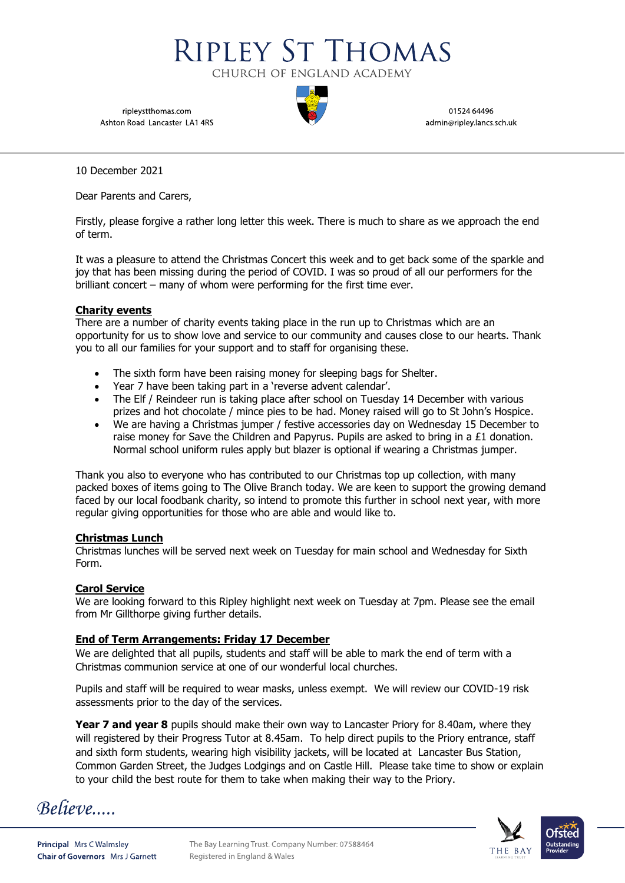# RIPLEY ST THOMAS

CHURCH OF ENGLAND ACADEMY

ripleystthomas.com
Ashton Road Lancaster LA1 4RS

01524 64496
admin@ripley.lancs.sch.uk

10 December 2021

Dear Parents and Carers,

Firstly, please forgive a rather long letter this week. There is much to share as we approach the end of term.

It was a pleasure to attend the Christmas Concert this week and to get back some of the sparkle and joy that has been missing during the period of COVID. I was so proud of all our performers for the brilliant concert – many of whom were performing for the first time ever.

**Charity events**

There are a number of charity events taking place in the run up to Christmas which are an opportunity for us to show love and service to our community and causes close to our hearts. Thank you to all our families for your support and to staff for organising these.

- The sixth form have been raising money for sleeping bags for Shelter.
- Year 7 have been taking part in a 'reverse advent calendar'.
- The Elf / Reindeer run is taking place after school on Tuesday 14 December with various prizes and hot chocolate / mince pies to be had. Money raised will go to St John's Hospice.
- We are having a Christmas jumper / festive accessories day on Wednesday 15 December to raise money for Save the Children and Papyrus. Pupils are asked to bring in a £1 donation. Normal school uniform rules apply but blazer is optional if wearing a Christmas jumper.

Thank you also to everyone who has contributed to our Christmas top up collection, with many packed boxes of items going to The Olive Branch today. We are keen to support the growing demand faced by our local foodbank charity, so intend to promote this further in school next year, with more regular giving opportunities for those who are able and would like to.

**Christmas Lunch**

Christmas lunches will be served next week on Tuesday for main school and Wednesday for Sixth Form.

**Carol Service**

We are looking forward to this Ripley highlight next week on Tuesday at 7pm. Please see the email from Mr Gillthorpe giving further details.

**End of Term Arrangements: Friday 17 December**

We are delighted that all pupils, students and staff will be able to mark the end of term with a Christmas communion service at one of our wonderful local churches.

Pupils and staff will be required to wear masks, unless exempt. We will review our COVID-19 risk assessments prior to the day of the services.

**Year 7 and year 8** pupils should make their own way to Lancaster Priory for 8.40am, where they will registered by their Progress Tutor at 8.45am. To help direct pupils to the Priory entrance, staff and sixth form students, wearing high visibility jackets, will be located at Lancaster Bus Station, Common Garden Street, the Judges Lodgings and on Castle Hill. Please take time to show or explain to your child the best route for them to take when making their way to the Priory.

*Believe.....*

**Principal** Mrs C Walmsley
**Chair of Governors** Mrs J Garnett

The Bay Learning Trust. Company Number: 07588464
Registered in England & Wales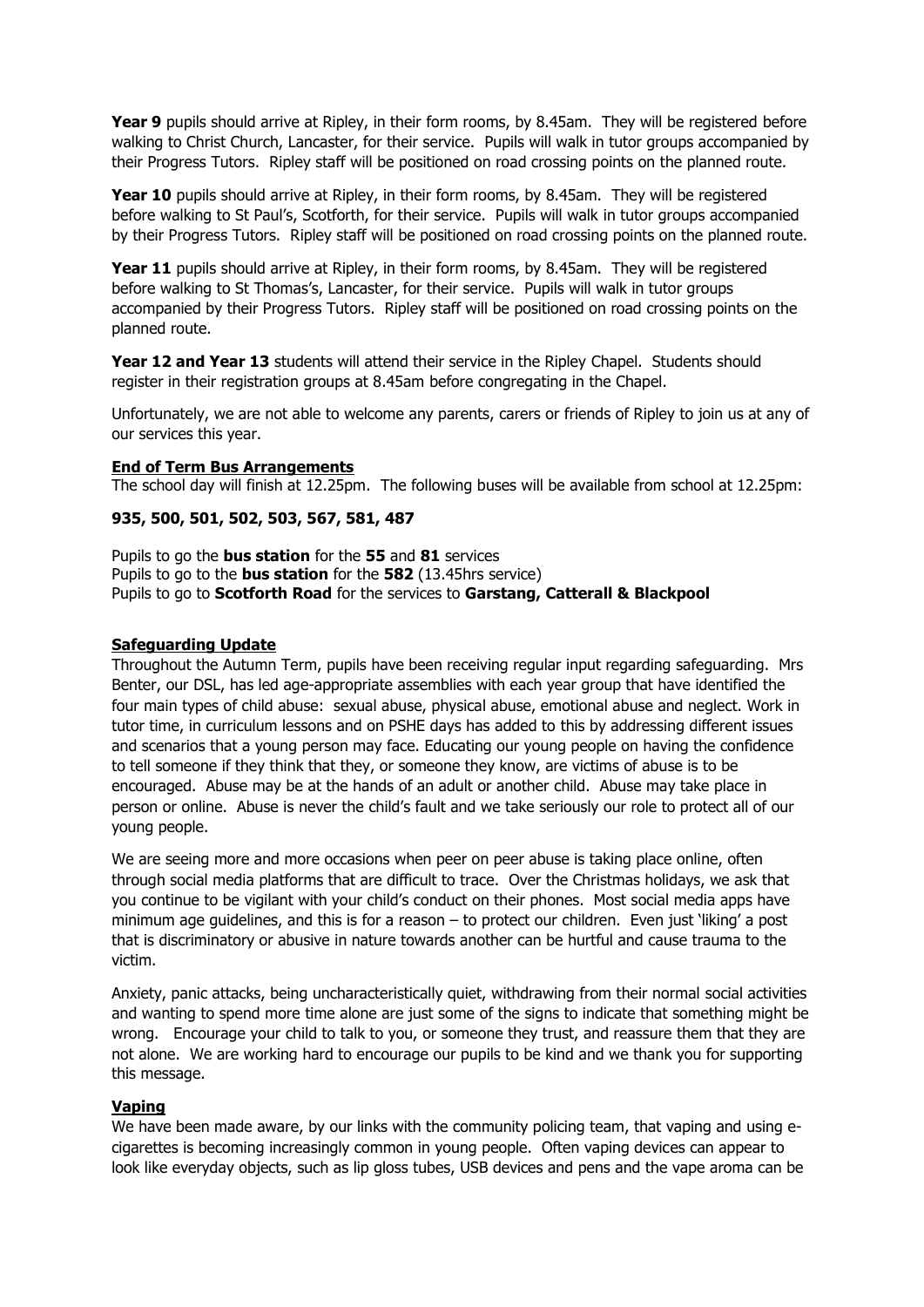**Year 9** pupils should arrive at Ripley, in their form rooms, by 8.45am. They will be registered before walking to Christ Church, Lancaster, for their service. Pupils will walk in tutor groups accompanied by their Progress Tutors. Ripley staff will be positioned on road crossing points on the planned route.

**Year 10** pupils should arrive at Ripley, in their form rooms, by 8.45am. They will be registered before walking to St Paul's, Scotforth, for their service. Pupils will walk in tutor groups accompanied by their Progress Tutors. Ripley staff will be positioned on road crossing points on the planned route.

**Year 11** pupils should arrive at Ripley, in their form rooms, by 8.45am. They will be registered before walking to St Thomas's, Lancaster, for their service. Pupils will walk in tutor groups accompanied by their Progress Tutors. Ripley staff will be positioned on road crossing points on the planned route.

**Year 12 and Year 13** students will attend their service in the Ripley Chapel. Students should register in their registration groups at 8.45am before congregating in the Chapel.

Unfortunately, we are not able to welcome any parents, carers or friends of Ripley to join us at any of our services this year.

**End of Term Bus Arrangements**

The school day will finish at 12.25pm. The following buses will be available from school at 12.25pm:

**935, 500, 501, 502, 503, 567, 581, 487**

Pupils to go the **bus station** for the **55** and **81** services
Pupils to go to the **bus station** for the **582** (13.45hrs service)
Pupils to go to **Scotforth Road** for the services to **Garstang, Catterall & Blackpool**

**Safeguarding Update**

Throughout the Autumn Term, pupils have been receiving regular input regarding safeguarding. Mrs Benter, our DSL, has led age-appropriate assemblies with each year group that have identified the four main types of child abuse: sexual abuse, physical abuse, emotional abuse and neglect. Work in tutor time, in curriculum lessons and on PSHE days has added to this by addressing different issues and scenarios that a young person may face. Educating our young people on having the confidence to tell someone if they think that they, or someone they know, are victims of abuse is to be encouraged. Abuse may be at the hands of an adult or another child. Abuse may take place in person or online. Abuse is never the child's fault and we take seriously our role to protect all of our young people.

We are seeing more and more occasions when peer on peer abuse is taking place online, often through social media platforms that are difficult to trace. Over the Christmas holidays, we ask that you continue to be vigilant with your child's conduct on their phones. Most social media apps have minimum age guidelines, and this is for a reason – to protect our children. Even just 'liking' a post that is discriminatory or abusive in nature towards another can be hurtful and cause trauma to the victim.

Anxiety, panic attacks, being uncharacteristically quiet, withdrawing from their normal social activities and wanting to spend more time alone are just some of the signs to indicate that something might be wrong. Encourage your child to talk to you, or someone they trust, and reassure them that they are not alone. We are working hard to encourage our pupils to be kind and we thank you for supporting this message.

**Vaping**

We have been made aware, by our links with the community policing team, that vaping and using e-cigarettes is becoming increasingly common in young people. Often vaping devices can appear to look like everyday objects, such as lip gloss tubes, USB devices and pens and the vape aroma can be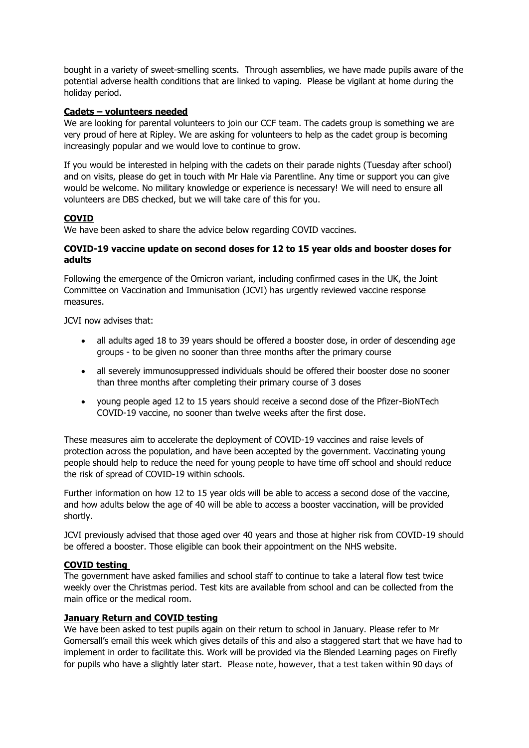bought in a variety of sweet-smelling scents. Through assemblies, we have made pupils aware of the potential adverse health conditions that are linked to vaping. Please be vigilant at home during the holiday period.

**Cadets – volunteers needed**

We are looking for parental volunteers to join our CCF team. The cadets group is something we are very proud of here at Ripley. We are asking for volunteers to help as the cadet group is becoming increasingly popular and we would love to continue to grow.

If you would be interested in helping with the cadets on their parade nights (Tuesday after school) and on visits, please do get in touch with Mr Hale via Parentline. Any time or support you can give would be welcome. No military knowledge or experience is necessary! We will need to ensure all volunteers are DBS checked, but we will take care of this for you.

**COVID**

We have been asked to share the advice below regarding COVID vaccines.

**COVID-19 vaccine update on second doses for 12 to 15 year olds and booster doses for adults**

Following the emergence of the Omicron variant, including confirmed cases in the UK, the Joint Committee on Vaccination and Immunisation (JCVI) has urgently reviewed vaccine response measures.

JCVI now advises that:

- all adults aged 18 to 39 years should be offered a booster dose, in order of descending age groups - to be given no sooner than three months after the primary course
- all severely immunosuppressed individuals should be offered their booster dose no sooner than three months after completing their primary course of 3 doses
- young people aged 12 to 15 years should receive a second dose of the Pfizer-BioNTech COVID-19 vaccine, no sooner than twelve weeks after the first dose.

These measures aim to accelerate the deployment of COVID-19 vaccines and raise levels of protection across the population, and have been accepted by the government. Vaccinating young people should help to reduce the need for young people to have time off school and should reduce the risk of spread of COVID-19 within schools.

Further information on how 12 to 15 year olds will be able to access a second dose of the vaccine, and how adults below the age of 40 will be able to access a booster vaccination, will be provided shortly.

JCVI previously advised that those aged over 40 years and those at higher risk from COVID-19 should be offered a booster. Those eligible can book their appointment on the NHS website.

**COVID testing**

The government have asked families and school staff to continue to take a lateral flow test twice weekly over the Christmas period. Test kits are available from school and can be collected from the main office or the medical room.

**January Return and COVID testing**

We have been asked to test pupils again on their return to school in January. Please refer to Mr Gomersall's email this week which gives details of this and also a staggered start that we have had to implement in order to facilitate this. Work will be provided via the Blended Learning pages on Firefly for pupils who have a slightly later start. Please note, however, that a test taken within 90 days of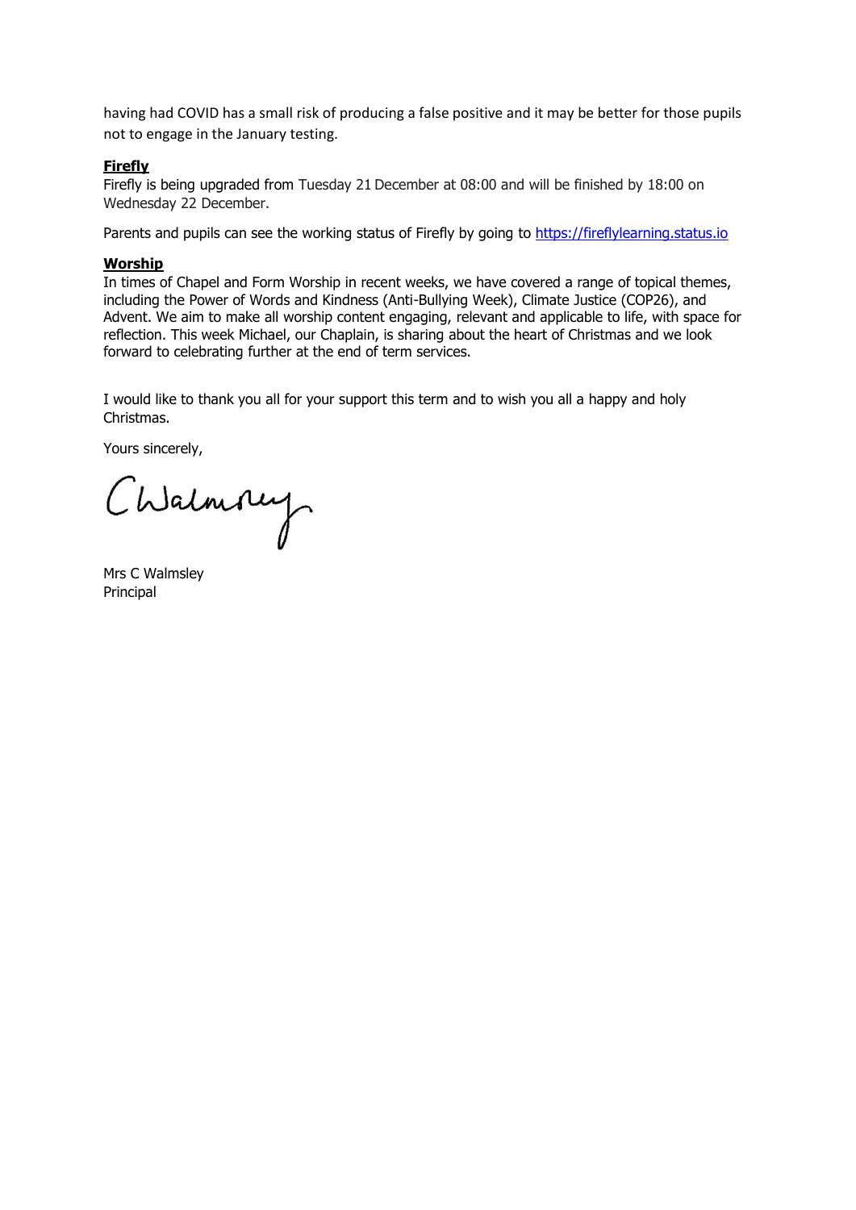having had COVID has a small risk of producing a false positive and it may be better for those pupils not to engage in the January testing.

**Firefly**

Firefly is being upgraded from Tuesday 21 December at 08:00 and will be finished by 18:00 on Wednesday 22 December.

Parents and pupils can see the working status of Firefly by going to https://fireflylearning.status.io

**Worship**

In times of Chapel and Form Worship in recent weeks, we have covered a range of topical themes, including the Power of Words and Kindness (Anti-Bullying Week), Climate Justice (COP26), and Advent. We aim to make all worship content engaging, relevant and applicable to life, with space for reflection. This week Michael, our Chaplain, is sharing about the heart of Christmas and we look forward to celebrating further at the end of term services.

I would like to thank you all for your support this term and to wish you all a happy and holy Christmas.

Yours sincerely,

CWalmsley

Mrs C Walmsley
Principal